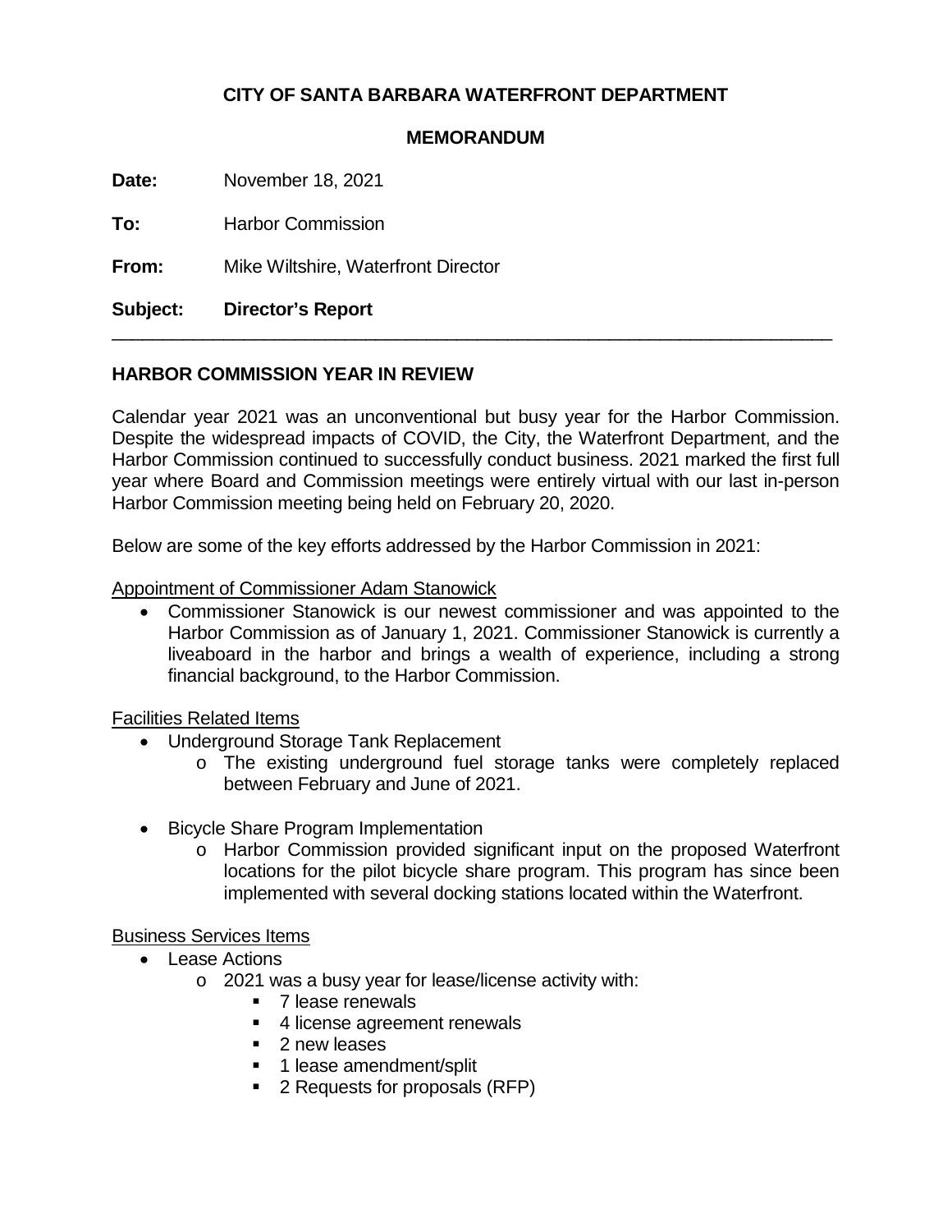**CITY OF SANTA BARBARA WATERFRONT DEPARTMENT**

**MEMORANDUM**

**Date:** November 18, 2021

**To:** Harbor Commission

**From:** Mike Wiltshire, Waterfront Director

**Subject:** **Director's Report**

---

## HARBOR COMMISSION YEAR IN REVIEW

Calendar year 2021 was an unconventional but busy year for the Harbor Commission. Despite the widespread impacts of COVID, the City, the Waterfront Department, and the Harbor Commission continued to successfully conduct business. 2021 marked the first full year where Board and Commission meetings were entirely virtual with our last in-person Harbor Commission meeting being held on February 20, 2020.

Below are some of the key efforts addressed by the Harbor Commission in 2021:

<u>Appointment of Commissioner Adam Stanowick</u>

- Commissioner Stanowick is our newest commissioner and was appointed to the Harbor Commission as of January 1, 2021. Commissioner Stanowick is currently a liveaboard in the harbor and brings a wealth of experience, including a strong financial background, to the Harbor Commission.

<u>Facilities Related Items</u>

- Underground Storage Tank Replacement
  - The existing underground fuel storage tanks were completely replaced between February and June of 2021.
- Bicycle Share Program Implementation
  - Harbor Commission provided significant input on the proposed Waterfront locations for the pilot bicycle share program. This program has since been implemented with several docking stations located within the Waterfront.

<u>Business Services Items</u>

- Lease Actions
  - 2021 was a busy year for lease/license activity with:
    - 7 lease renewals
    - 4 license agreement renewals
    - 2 new leases
    - 1 lease amendment/split
    - 2 Requests for proposals (RFP)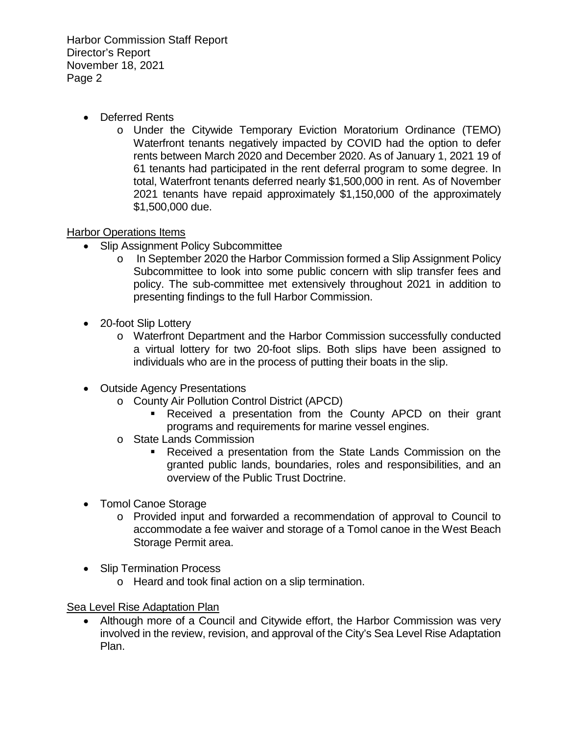- Deferred Rents
    - Under the Citywide Temporary Eviction Moratorium Ordinance (TEMO) Waterfront tenants negatively impacted by COVID had the option to defer rents between March 2020 and December 2020. As of January 1, 2021 19 of 61 tenants had participated in the rent deferral program to some degree. In total, Waterfront tenants deferred nearly $1,500,000 in rent. As of November 2021 tenants have repaid approximately $1,150,000 of the approximately $1,500,000 due.

<u>Harbor Operations Items</u>

- Slip Assignment Policy Subcommittee
    - In September 2020 the Harbor Commission formed a Slip Assignment Policy Subcommittee to look into some public concern with slip transfer fees and policy. The sub-committee met extensively throughout 2021 in addition to presenting findings to the full Harbor Commission.
- 20-foot Slip Lottery
    - Waterfront Department and the Harbor Commission successfully conducted a virtual lottery for two 20-foot slips. Both slips have been assigned to individuals who are in the process of putting their boats in the slip.
- Outside Agency Presentations
    - County Air Pollution Control District (APCD)
        - Received a presentation from the County APCD on their grant programs and requirements for marine vessel engines.
    - State Lands Commission
        - Received a presentation from the State Lands Commission on the granted public lands, boundaries, roles and responsibilities, and an overview of the Public Trust Doctrine.
- Tomol Canoe Storage
    - Provided input and forwarded a recommendation of approval to Council to accommodate a fee waiver and storage of a Tomol canoe in the West Beach Storage Permit area.
- Slip Termination Process
    - Heard and took final action on a slip termination.

<u>Sea Level Rise Adaptation Plan</u>

- Although more of a Council and Citywide effort, the Harbor Commission was very involved in the review, revision, and approval of the City's Sea Level Rise Adaptation Plan.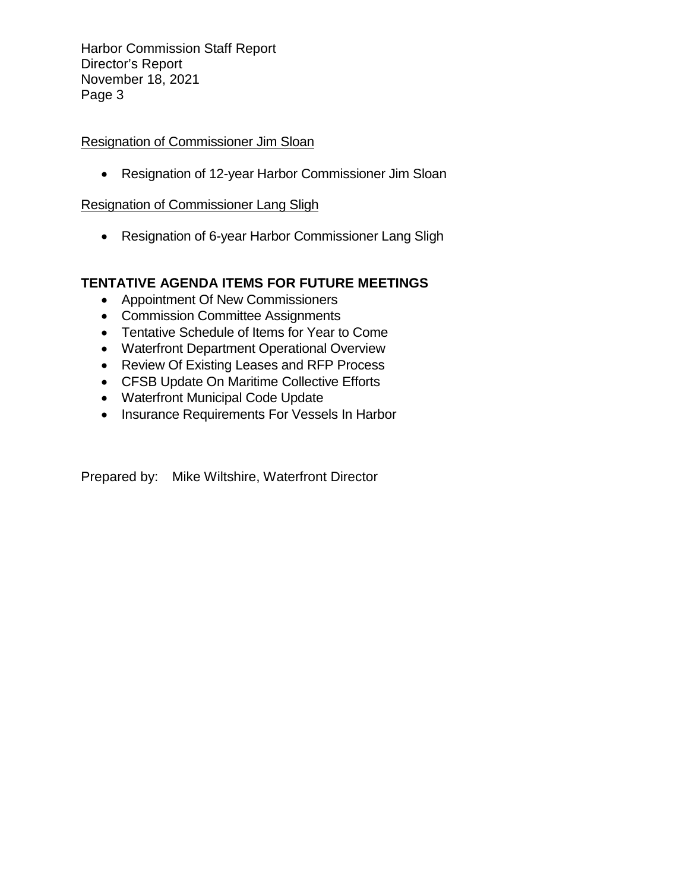<u>Resignation of Commissioner Jim Sloan</u>

- Resignation of 12-year Harbor Commissioner Jim Sloan

<u>Resignation of Commissioner Lang Sligh</u>

- Resignation of 6-year Harbor Commissioner Lang Sligh

## TENTATIVE AGENDA ITEMS FOR FUTURE MEETINGS

- Appointment Of New Commissioners
- Commission Committee Assignments
- Tentative Schedule of Items for Year to Come
- Waterfront Department Operational Overview
- Review Of Existing Leases and RFP Process
- CFSB Update On Maritime Collective Efforts
- Waterfront Municipal Code Update
- Insurance Requirements For Vessels In Harbor

Prepared by: Mike Wiltshire, Waterfront Director